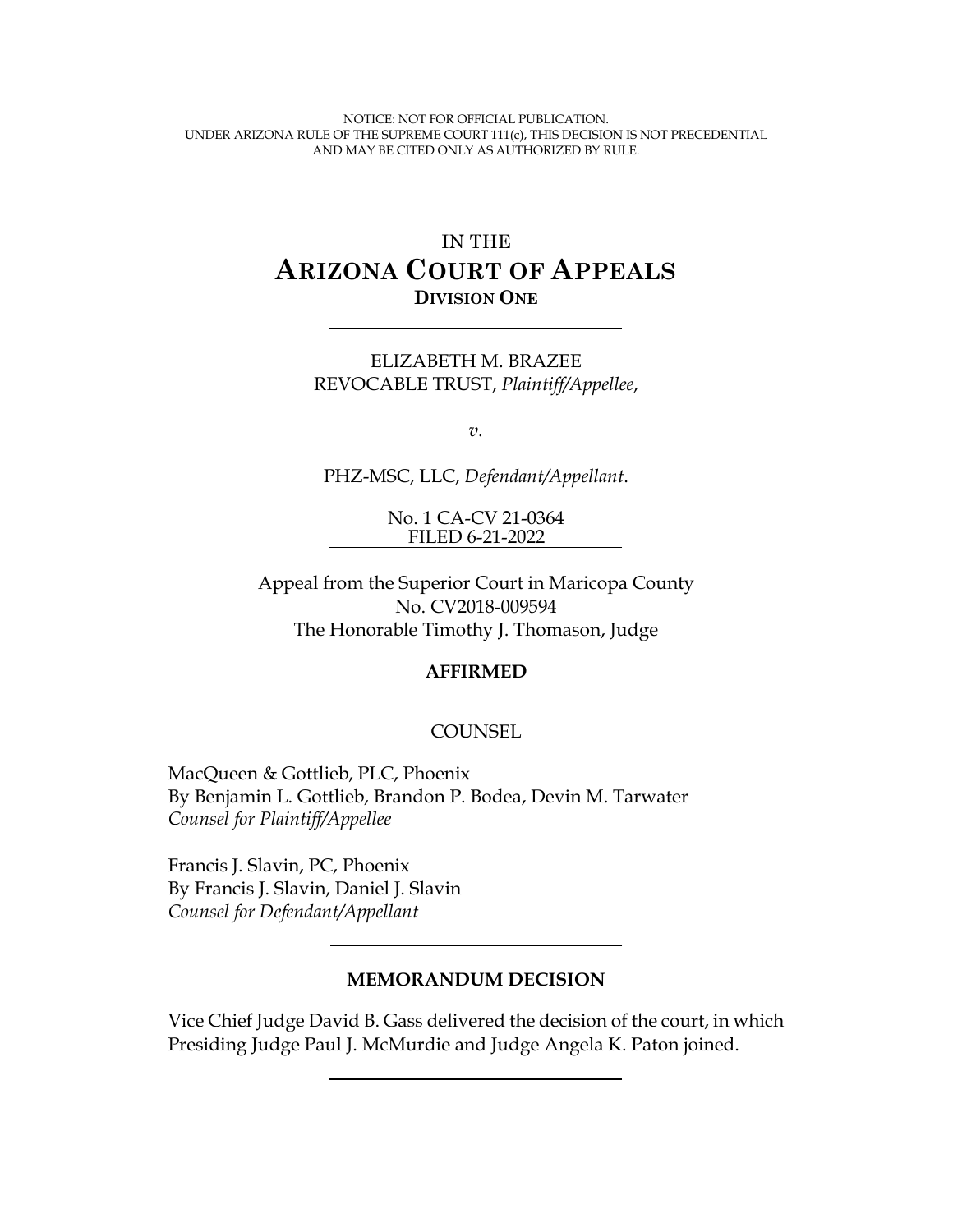NOTICE: NOT FOR OFFICIAL PUBLICATION.
UNDER ARIZONA RULE OF THE SUPREME COURT 111(c), THIS DECISION IS NOT PRECEDENTIAL AND MAY BE CITED ONLY AS AUTHORIZED BY RULE.

# IN THE
# ARIZONA COURT OF APPEALS
## DIVISION ONE

---

ELIZABETH M. BRAZEE REVOCABLE TRUST, *Plaintiff/Appellee*,

*v.*

PHZ-MSC, LLC, *Defendant/Appellant*.

No. 1 CA-CV 21-0364
FILED 6-21-2022

---

Appeal from the Superior Court in Maricopa County
No. CV2018-009594
The Honorable Timothy J. Thomason, Judge

**AFFIRMED**

---

COUNSEL

MacQueen & Gottlieb, PLC, Phoenix
By Benjamin L. Gottlieb, Brandon P. Bodea, Devin M. Tarwater
*Counsel for Plaintiff/Appellee*

Francis J. Slavin, PC, Phoenix
By Francis J. Slavin, Daniel J. Slavin
*Counsel for Defendant/Appellant*

---

**MEMORANDUM DECISION**

Vice Chief Judge David B. Gass delivered the decision of the court, in which Presiding Judge Paul J. McMurdie and Judge Angela K. Paton joined.

---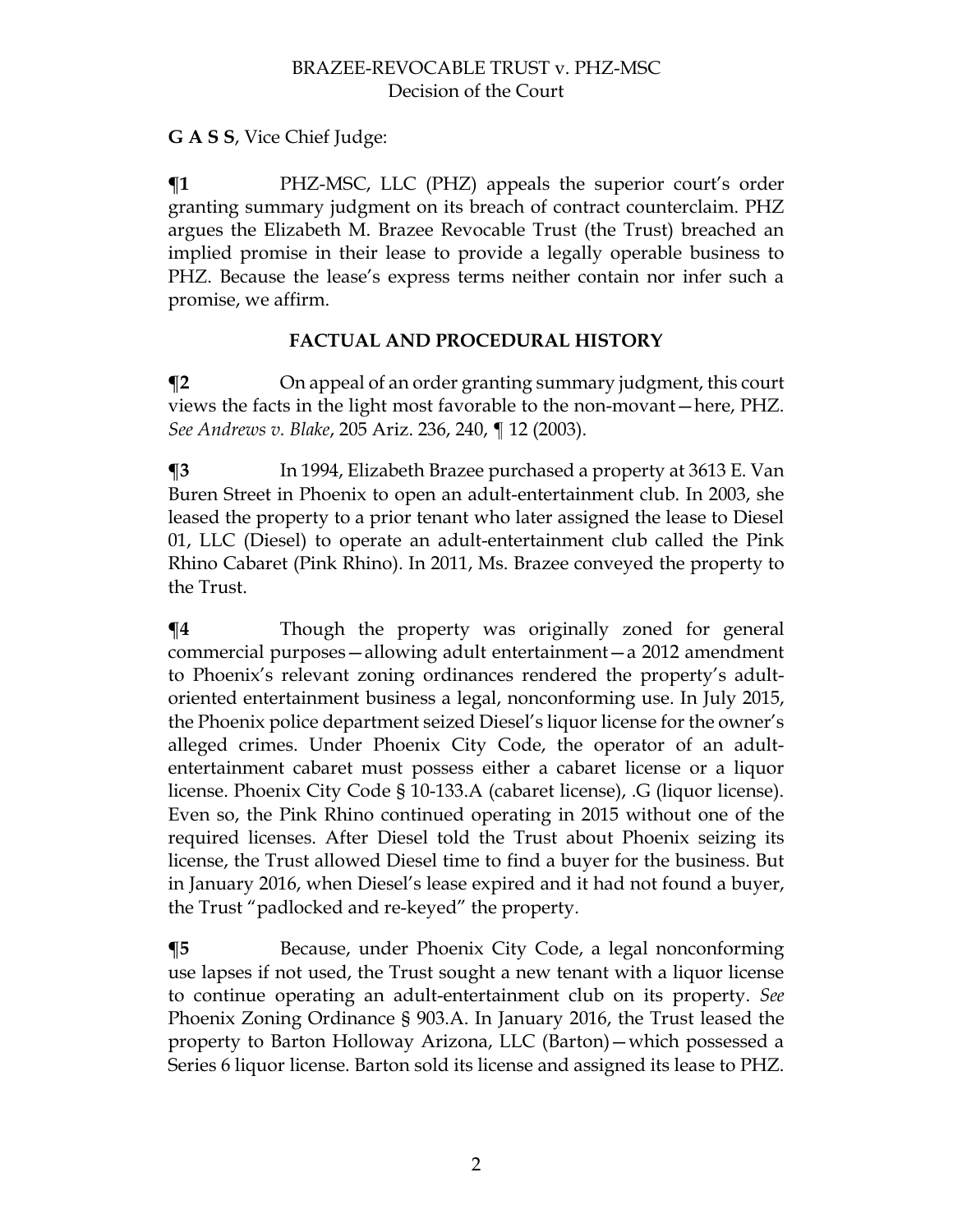**G A S S**, Vice Chief Judge:

**¶1** PHZ-MSC, LLC (PHZ) appeals the superior court's order granting summary judgment on its breach of contract counterclaim. PHZ argues the Elizabeth M. Brazee Revocable Trust (the Trust) breached an implied promise in their lease to provide a legally operable business to PHZ. Because the lease's express terms neither contain nor infer such a promise, we affirm.

## FACTUAL AND PROCEDURAL HISTORY

**¶2** On appeal of an order granting summary judgment, this court views the facts in the light most favorable to the non-movant—here, PHZ. *See Andrews v. Blake*, 205 Ariz. 236, 240, ¶ 12 (2003).

**¶3** In 1994, Elizabeth Brazee purchased a property at 3613 E. Van Buren Street in Phoenix to open an adult-entertainment club. In 2003, she leased the property to a prior tenant who later assigned the lease to Diesel 01, LLC (Diesel) to operate an adult-entertainment club called the Pink Rhino Cabaret (Pink Rhino). In 2011, Ms. Brazee conveyed the property to the Trust.

**¶4** Though the property was originally zoned for general commercial purposes—allowing adult entertainment—a 2012 amendment to Phoenix's relevant zoning ordinances rendered the property's adult-oriented entertainment business a legal, nonconforming use. In July 2015, the Phoenix police department seized Diesel's liquor license for the owner's alleged crimes. Under Phoenix City Code, the operator of an adult-entertainment cabaret must possess either a cabaret license or a liquor license. Phoenix City Code § 10-133.A (cabaret license), .G (liquor license). Even so, the Pink Rhino continued operating in 2015 without one of the required licenses. After Diesel told the Trust about Phoenix seizing its license, the Trust allowed Diesel time to find a buyer for the business. But in January 2016, when Diesel's lease expired and it had not found a buyer, the Trust "padlocked and re-keyed" the property.

**¶5** Because, under Phoenix City Code, a legal nonconforming use lapses if not used, the Trust sought a new tenant with a liquor license to continue operating an adult-entertainment club on its property. *See* Phoenix Zoning Ordinance § 903.A. In January 2016, the Trust leased the property to Barton Holloway Arizona, LLC (Barton)—which possessed a Series 6 liquor license. Barton sold its license and assigned its lease to PHZ.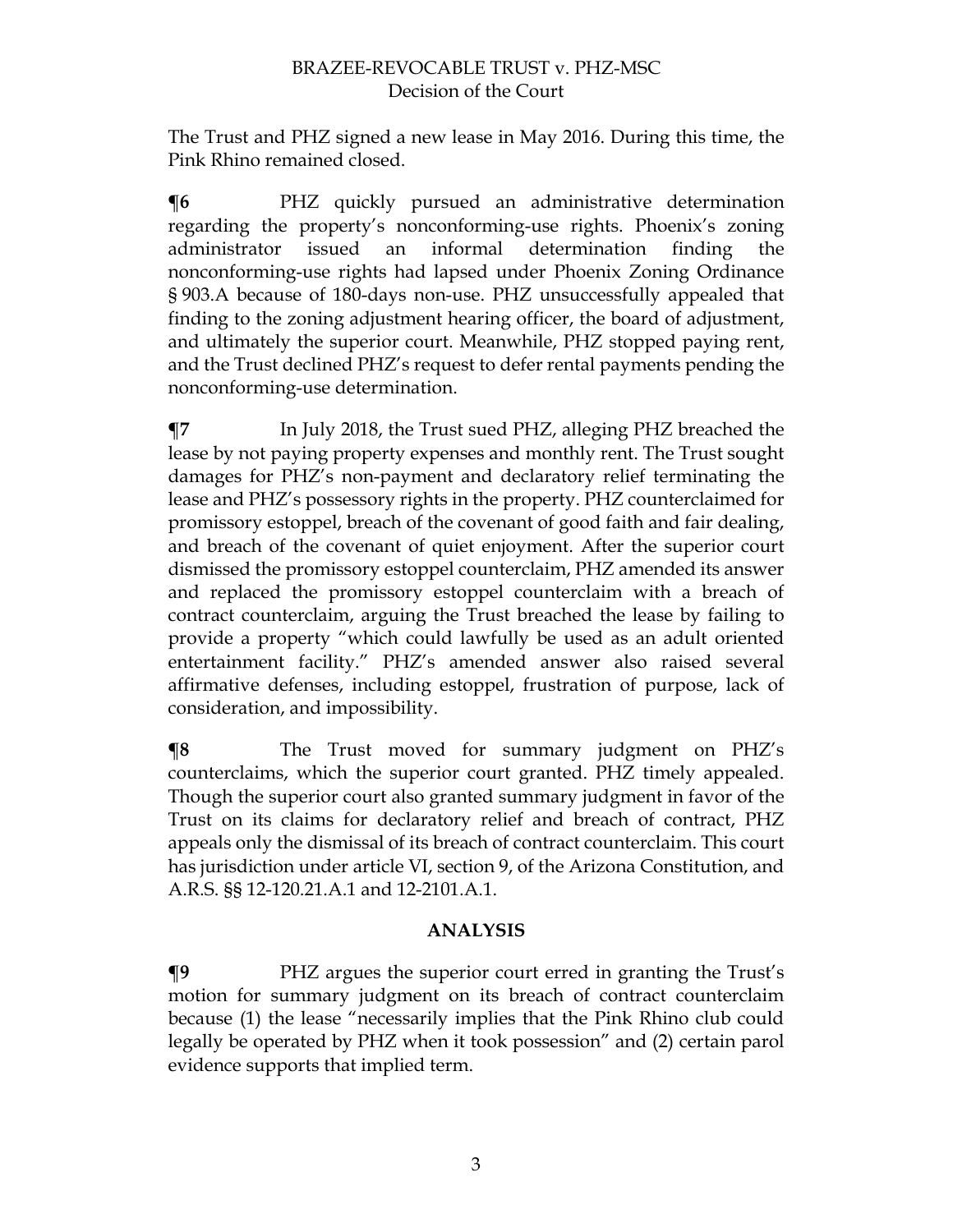The Trust and PHZ signed a new lease in May 2016. During this time, the Pink Rhino remained closed.

**¶6** PHZ quickly pursued an administrative determination regarding the property's nonconforming-use rights. Phoenix's zoning administrator issued an informal determination finding the nonconforming-use rights had lapsed under Phoenix Zoning Ordinance § 903.A because of 180-days non-use. PHZ unsuccessfully appealed that finding to the zoning adjustment hearing officer, the board of adjustment, and ultimately the superior court. Meanwhile, PHZ stopped paying rent, and the Trust declined PHZ's request to defer rental payments pending the nonconforming-use determination.

**¶7** In July 2018, the Trust sued PHZ, alleging PHZ breached the lease by not paying property expenses and monthly rent. The Trust sought damages for PHZ's non-payment and declaratory relief terminating the lease and PHZ's possessory rights in the property. PHZ counterclaimed for promissory estoppel, breach of the covenant of good faith and fair dealing, and breach of the covenant of quiet enjoyment. After the superior court dismissed the promissory estoppel counterclaim, PHZ amended its answer and replaced the promissory estoppel counterclaim with a breach of contract counterclaim, arguing the Trust breached the lease by failing to provide a property "which could lawfully be used as an adult oriented entertainment facility." PHZ's amended answer also raised several affirmative defenses, including estoppel, frustration of purpose, lack of consideration, and impossibility.

**¶8** The Trust moved for summary judgment on PHZ's counterclaims, which the superior court granted. PHZ timely appealed. Though the superior court also granted summary judgment in favor of the Trust on its claims for declaratory relief and breach of contract, PHZ appeals only the dismissal of its breach of contract counterclaim. This court has jurisdiction under article VI, section 9, of the Arizona Constitution, and A.R.S. §§ 12-120.21.A.1 and 12-2101.A.1.

## ANALYSIS

**¶9** PHZ argues the superior court erred in granting the Trust's motion for summary judgment on its breach of contract counterclaim because (1) the lease "necessarily implies that the Pink Rhino club could legally be operated by PHZ when it took possession" and (2) certain parol evidence supports that implied term.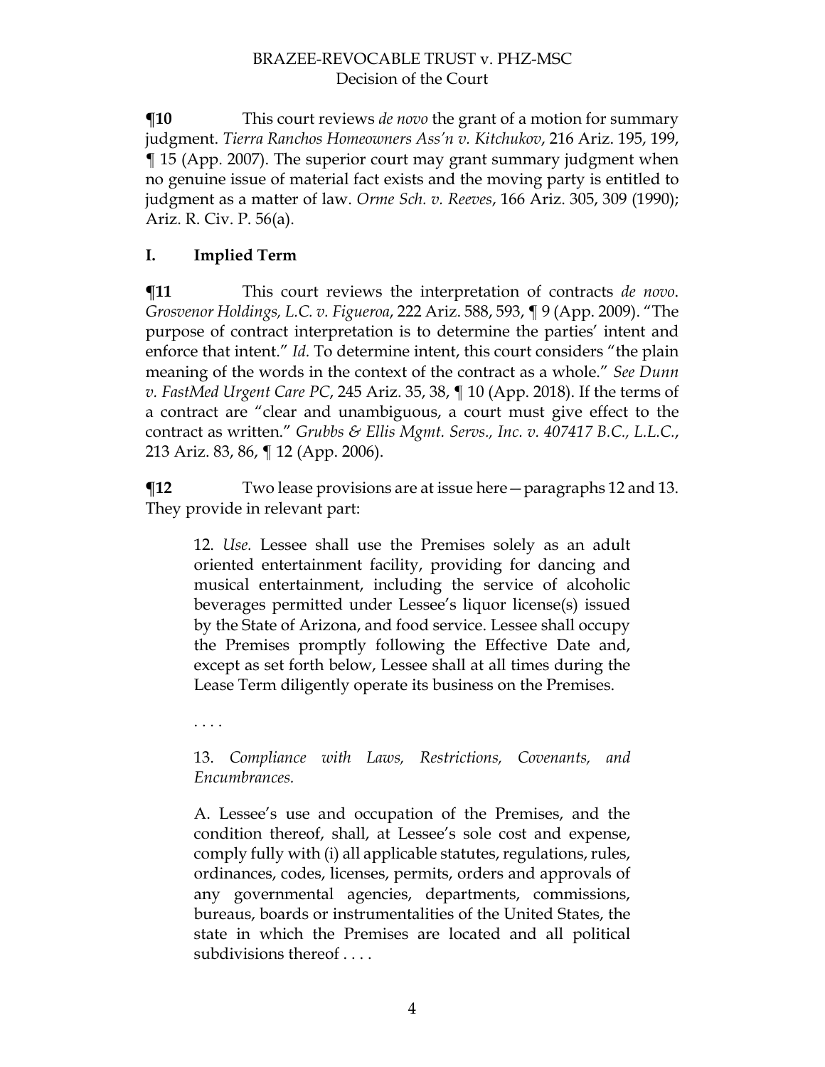**¶10** This court reviews *de novo* the grant of a motion for summary judgment. *Tierra Ranchos Homeowners Ass'n v. Kitchukov*, 216 Ariz. 195, 199, ¶ 15 (App. 2007). The superior court may grant summary judgment when no genuine issue of material fact exists and the moving party is entitled to judgment as a matter of law. *Orme Sch. v. Reeves*, 166 Ariz. 305, 309 (1990); Ariz. R. Civ. P. 56(a).

## I. Implied Term

**¶11** This court reviews the interpretation of contracts *de novo*. *Grosvenor Holdings, L.C. v. Figueroa*, 222 Ariz. 588, 593, ¶ 9 (App. 2009). "The purpose of contract interpretation is to determine the parties' intent and enforce that intent." *Id.* To determine intent, this court considers "the plain meaning of the words in the context of the contract as a whole." *See Dunn v. FastMed Urgent Care PC*, 245 Ariz. 35, 38, ¶ 10 (App. 2018). If the terms of a contract are "clear and unambiguous, a court must give effect to the contract as written." *Grubbs & Ellis Mgmt. Servs., Inc. v. 407417 B.C., L.L.C.*, 213 Ariz. 83, 86, ¶ 12 (App. 2006).

**¶12** Two lease provisions are at issue here—paragraphs 12 and 13. They provide in relevant part:

> 12. *Use.* Lessee shall use the Premises solely as an adult oriented entertainment facility, providing for dancing and musical entertainment, including the service of alcoholic beverages permitted under Lessee's liquor license(s) issued by the State of Arizona, and food service. Lessee shall occupy the Premises promptly following the Effective Date and, except as set forth below, Lessee shall at all times during the Lease Term diligently operate its business on the Premises.
>
> . . . .
>
> 13. *Compliance with Laws, Restrictions, Covenants, and Encumbrances.*
>
> A. Lessee's use and occupation of the Premises, and the condition thereof, shall, at Lessee's sole cost and expense, comply fully with (i) all applicable statutes, regulations, rules, ordinances, codes, licenses, permits, orders and approvals of any governmental agencies, departments, commissions, bureaus, boards or instrumentalities of the United States, the state in which the Premises are located and all political subdivisions thereof . . . .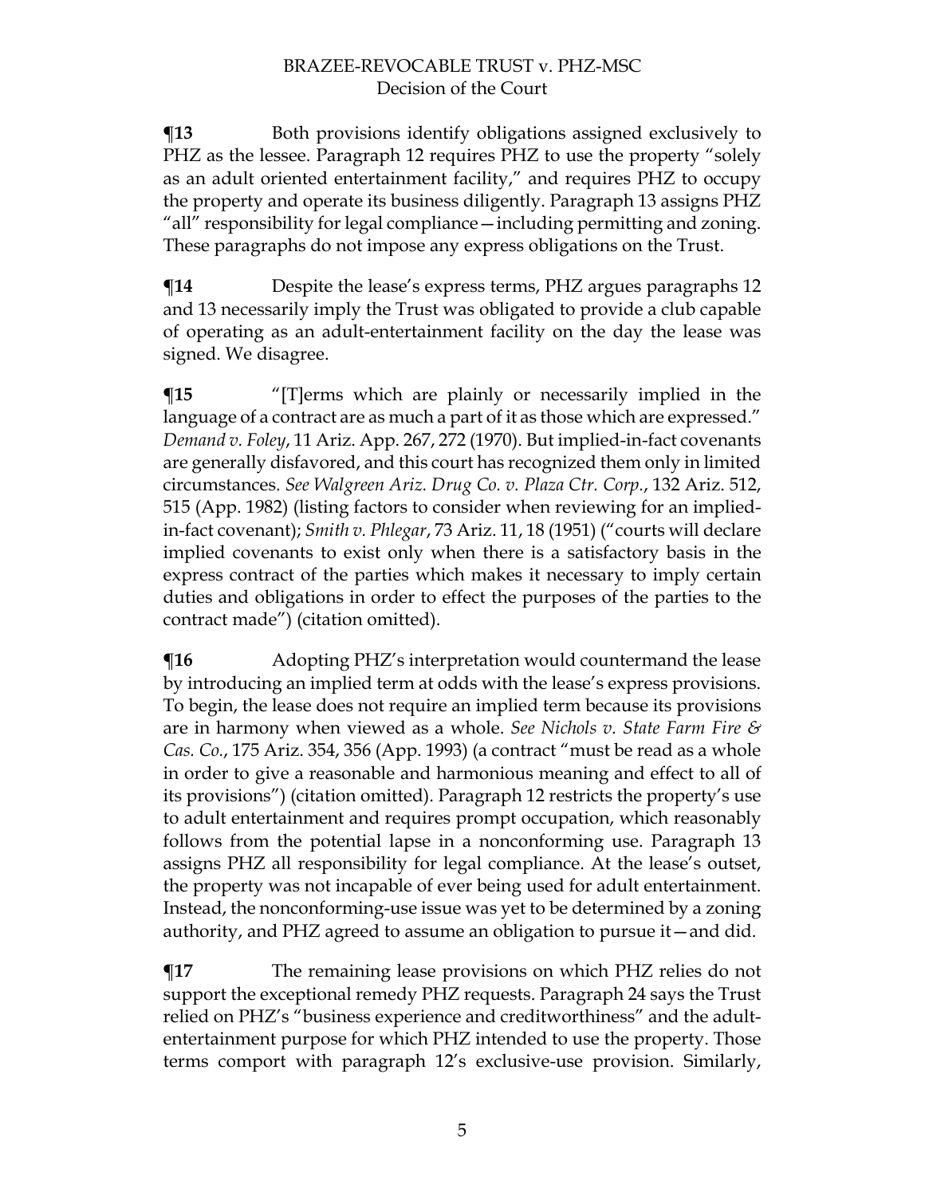**¶13** Both provisions identify obligations assigned exclusively to PHZ as the lessee. Paragraph 12 requires PHZ to use the property "solely as an adult oriented entertainment facility," and requires PHZ to occupy the property and operate its business diligently. Paragraph 13 assigns PHZ "all" responsibility for legal compliance—including permitting and zoning. These paragraphs do not impose any express obligations on the Trust.

**¶14** Despite the lease's express terms, PHZ argues paragraphs 12 and 13 necessarily imply the Trust was obligated to provide a club capable of operating as an adult-entertainment facility on the day the lease was signed. We disagree.

**¶15** "[T]erms which are plainly or necessarily implied in the language of a contract are as much a part of it as those which are expressed." *Demand v. Foley*, 11 Ariz. App. 267, 272 (1970). But implied-in-fact covenants are generally disfavored, and this court has recognized them only in limited circumstances. *See Walgreen Ariz. Drug Co. v. Plaza Ctr. Corp.*, 132 Ariz. 512, 515 (App. 1982) (listing factors to consider when reviewing for an implied-in-fact covenant); *Smith v. Phlegar*, 73 Ariz. 11, 18 (1951) ("courts will declare implied covenants to exist only when there is a satisfactory basis in the express contract of the parties which makes it necessary to imply certain duties and obligations in order to effect the purposes of the parties to the contract made") (citation omitted).

**¶16** Adopting PHZ's interpretation would countermand the lease by introducing an implied term at odds with the lease's express provisions. To begin, the lease does not require an implied term because its provisions are in harmony when viewed as a whole. *See Nichols v. State Farm Fire & Cas. Co.*, 175 Ariz. 354, 356 (App. 1993) (a contract "must be read as a whole in order to give a reasonable and harmonious meaning and effect to all of its provisions") (citation omitted). Paragraph 12 restricts the property's use to adult entertainment and requires prompt occupation, which reasonably follows from the potential lapse in a nonconforming use. Paragraph 13 assigns PHZ all responsibility for legal compliance. At the lease's outset, the property was not incapable of ever being used for adult entertainment. Instead, the nonconforming-use issue was yet to be determined by a zoning authority, and PHZ agreed to assume an obligation to pursue it—and did.

**¶17** The remaining lease provisions on which PHZ relies do not support the exceptional remedy PHZ requests. Paragraph 24 says the Trust relied on PHZ's "business experience and creditworthiness" and the adult-entertainment purpose for which PHZ intended to use the property. Those terms comport with paragraph 12's exclusive-use provision. Similarly,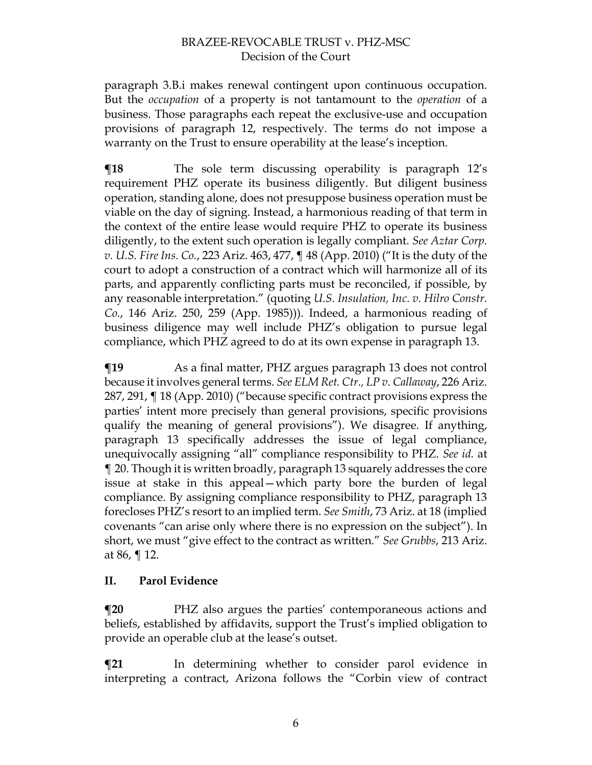paragraph 3.B.i makes renewal contingent upon continuous occupation. But the *occupation* of a property is not tantamount to the *operation* of a business. Those paragraphs each repeat the exclusive-use and occupation provisions of paragraph 12, respectively. The terms do not impose a warranty on the Trust to ensure operability at the lease's inception.

**¶18** The sole term discussing operability is paragraph 12's requirement PHZ operate its business diligently. But diligent business operation, standing alone, does not presuppose business operation must be viable on the day of signing. Instead, a harmonious reading of that term in the context of the entire lease would require PHZ to operate its business diligently, to the extent such operation is legally compliant. *See Aztar Corp. v. U.S. Fire Ins. Co.*, 223 Ariz. 463, 477, ¶ 48 (App. 2010) ("It is the duty of the court to adopt a construction of a contract which will harmonize all of its parts, and apparently conflicting parts must be reconciled, if possible, by any reasonable interpretation." (quoting *U.S. Insulation, Inc. v. Hilro Constr. Co.*, 146 Ariz. 250, 259 (App. 1985))). Indeed, a harmonious reading of business diligence may well include PHZ's obligation to pursue legal compliance, which PHZ agreed to do at its own expense in paragraph 13.

**¶19** As a final matter, PHZ argues paragraph 13 does not control because it involves general terms. *See ELM Ret. Ctr., LP v. Callaway*, 226 Ariz. 287, 291, ¶ 18 (App. 2010) ("because specific contract provisions express the parties' intent more precisely than general provisions, specific provisions qualify the meaning of general provisions"). We disagree. If anything, paragraph 13 specifically addresses the issue of legal compliance, unequivocally assigning "all" compliance responsibility to PHZ. *See id.* at ¶ 20. Though it is written broadly, paragraph 13 squarely addresses the core issue at stake in this appeal—which party bore the burden of legal compliance. By assigning compliance responsibility to PHZ, paragraph 13 forecloses PHZ's resort to an implied term. *See Smith*, 73 Ariz. at 18 (implied covenants "can arise only where there is no expression on the subject"). In short, we must "give effect to the contract as written." *See Grubbs*, 213 Ariz. at 86, ¶ 12.

## II. Parol Evidence

**¶20** PHZ also argues the parties' contemporaneous actions and beliefs, established by affidavits, support the Trust's implied obligation to provide an operable club at the lease's outset.

**¶21** In determining whether to consider parol evidence in interpreting a contract, Arizona follows the "Corbin view of contract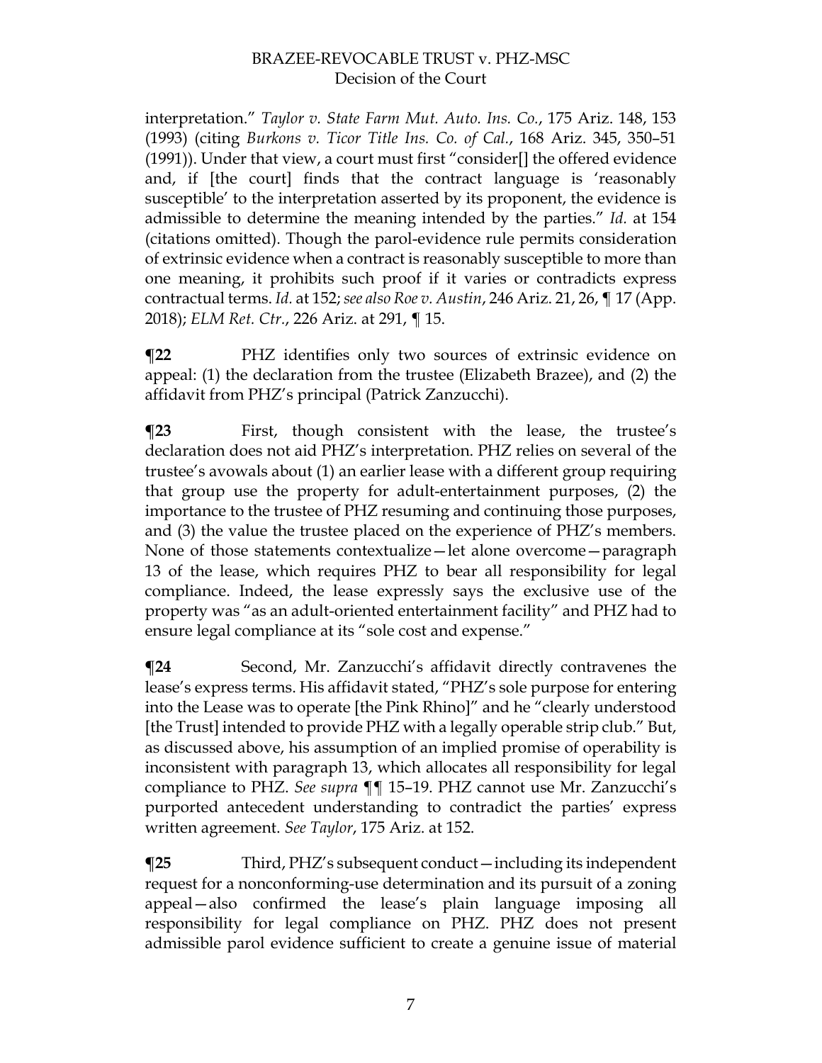interpretation." *Taylor v. State Farm Mut. Auto. Ins. Co.*, 175 Ariz. 148, 153 (1993) (citing *Burkons v. Ticor Title Ins. Co. of Cal.*, 168 Ariz. 345, 350–51 (1991)). Under that view, a court must first "consider[] the offered evidence and, if [the court] finds that the contract language is 'reasonably susceptible' to the interpretation asserted by its proponent, the evidence is admissible to determine the meaning intended by the parties." *Id.* at 154 (citations omitted). Though the parol-evidence rule permits consideration of extrinsic evidence when a contract is reasonably susceptible to more than one meaning, it prohibits such proof if it varies or contradicts express contractual terms. *Id.* at 152; *see also Roe v. Austin*, 246 Ariz. 21, 26, ¶ 17 (App. 2018); *ELM Ret. Ctr.*, 226 Ariz. at 291, ¶ 15.

**¶22** PHZ identifies only two sources of extrinsic evidence on appeal: (1) the declaration from the trustee (Elizabeth Brazee), and (2) the affidavit from PHZ's principal (Patrick Zanzucchi).

**¶23** First, though consistent with the lease, the trustee's declaration does not aid PHZ's interpretation. PHZ relies on several of the trustee's avowals about (1) an earlier lease with a different group requiring that group use the property for adult-entertainment purposes, (2) the importance to the trustee of PHZ resuming and continuing those purposes, and (3) the value the trustee placed on the experience of PHZ's members. None of those statements contextualize—let alone overcome—paragraph 13 of the lease, which requires PHZ to bear all responsibility for legal compliance. Indeed, the lease expressly says the exclusive use of the property was "as an adult-oriented entertainment facility" and PHZ had to ensure legal compliance at its "sole cost and expense."

**¶24** Second, Mr. Zanzucchi's affidavit directly contravenes the lease's express terms. His affidavit stated, "PHZ's sole purpose for entering into the Lease was to operate [the Pink Rhino]" and he "clearly understood [the Trust] intended to provide PHZ with a legally operable strip club." But, as discussed above, his assumption of an implied promise of operability is inconsistent with paragraph 13, which allocates all responsibility for legal compliance to PHZ. *See supra* ¶¶ 15–19. PHZ cannot use Mr. Zanzucchi's purported antecedent understanding to contradict the parties' express written agreement. *See Taylor*, 175 Ariz. at 152.

**¶25** Third, PHZ's subsequent conduct—including its independent request for a nonconforming-use determination and its pursuit of a zoning appeal—also confirmed the lease's plain language imposing all responsibility for legal compliance on PHZ. PHZ does not present admissible parol evidence sufficient to create a genuine issue of material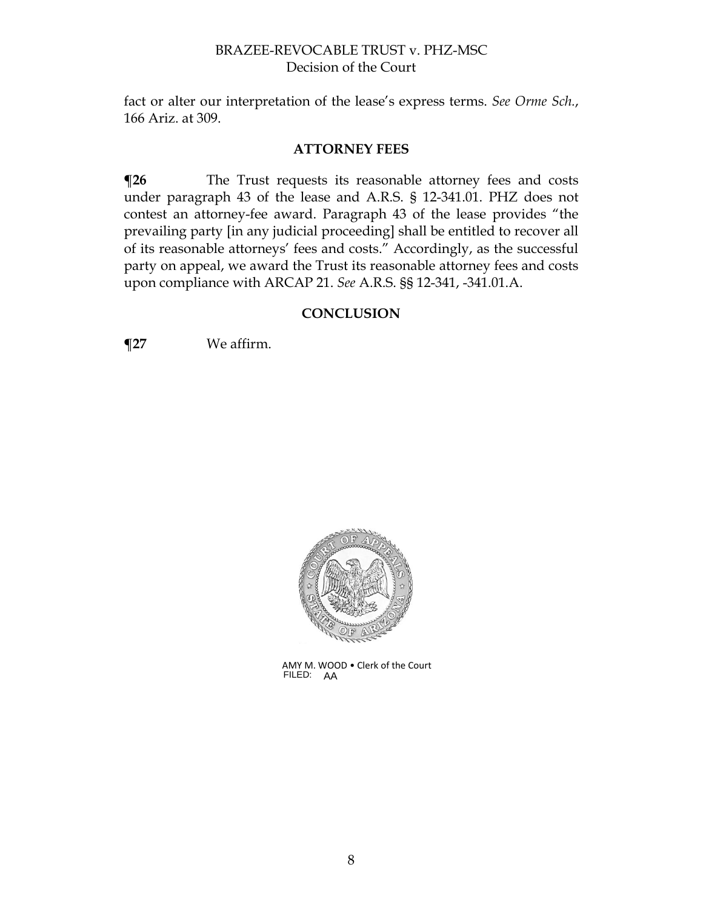fact or alter our interpretation of the lease's express terms. *See Orme Sch.*, 166 Ariz. at 309.

## ATTORNEY FEES

**¶26** The Trust requests its reasonable attorney fees and costs under paragraph 43 of the lease and A.R.S. § 12-341.01. PHZ does not contest an attorney-fee award. Paragraph 43 of the lease provides "the prevailing party [in any judicial proceeding] shall be entitled to recover all of its reasonable attorneys' fees and costs." Accordingly, as the successful party on appeal, we award the Trust its reasonable attorney fees and costs upon compliance with ARCAP 21. *See* A.R.S. §§ 12-341, -341.01.A.

## CONCLUSION

**¶27** We affirm.

AMY M. WOOD • Clerk of the Court
FILED: AA